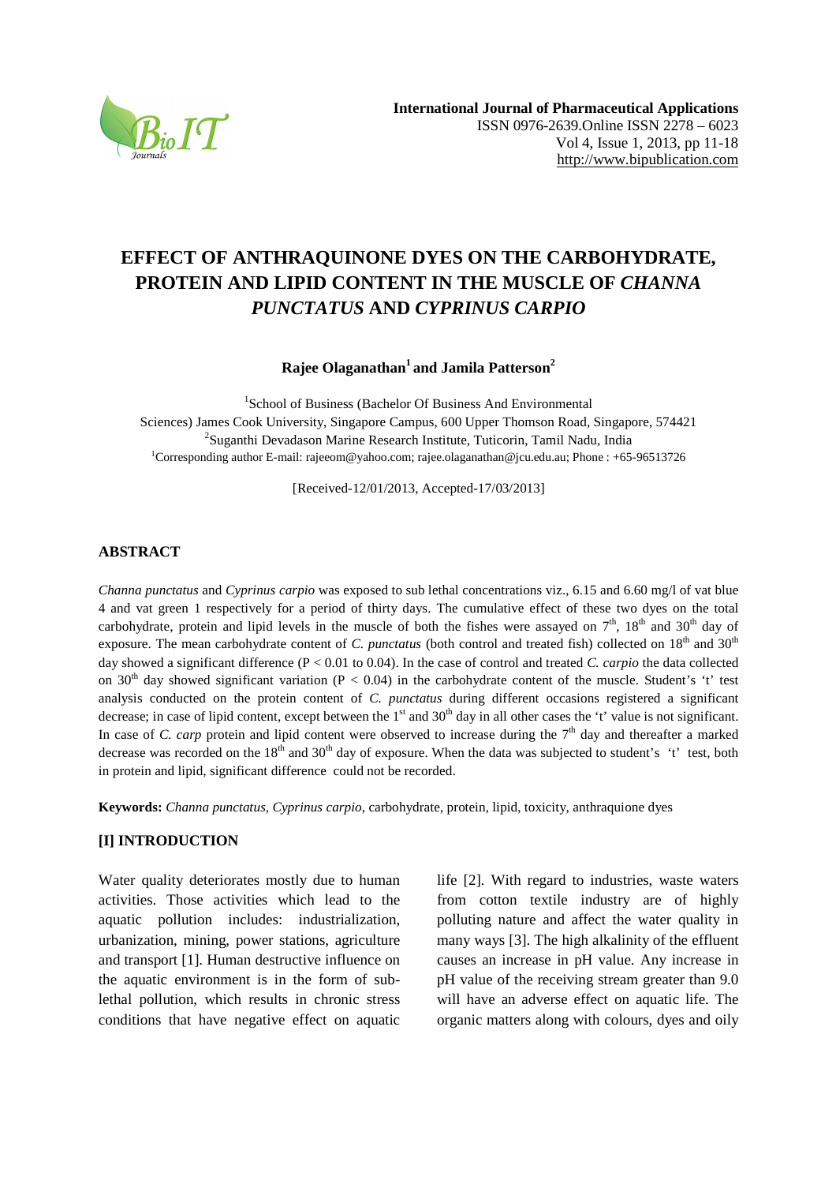**International Journal of Pharmaceutical Applications**
ISSN 0976-2639.Online ISSN 2278 – 6023
Vol 4, Issue 1, 2013, pp 11-18
http://www.bipublication.com

# EFFECT OF ANTHRAQUINONE DYES ON THE CARBOHYDRATE, PROTEIN AND LIPID CONTENT IN THE MUSCLE OF *CHANNA PUNCTATUS* AND *CYPRINUS CARPIO*

**Rajee Olaganathan[1] and Jamila Patterson[2]**

[1]School of Business (Bachelor Of Business And Environmental Sciences) James Cook University, Singapore Campus, 600 Upper Thomson Road, Singapore, 574421
[2]Suganthi Devadason Marine Research Institute, Tuticorin, Tamil Nadu, India
[1]Corresponding author E-mail: rajeeom@yahoo.com; rajee.olaganathan@jcu.edu.au; Phone : +65-96513726

[Received-12/01/2013, Accepted-17/03/2013]

## ABSTRACT

*Channa punctatus* and *Cyprinus carpio* was exposed to sub lethal concentrations viz., 6.15 and 6.60 mg/l of vat blue 4 and vat green 1 respectively for a period of thirty days. The cumulative effect of these two dyes on the total carbohydrate, protein and lipid levels in the muscle of both the fishes were assayed on 7th, 18th and 30th day of exposure. The mean carbohydrate content of *C. punctatus* (both control and treated fish) collected on 18th and 30th day showed a significant difference ($P < 0.01$ to $0.04$). In the case of control and treated *C. carpio* the data collected on 30th day showed significant variation ($P < 0.04$) in the carbohydrate content of the muscle. Student's 't' test analysis conducted on the protein content of *C. punctatus* during different occasions registered a significant decrease; in case of lipid content, except between the 1st and 30th day in all other cases the 't' value is not significant. In case of *C. carp* protein and lipid content were observed to increase during the 7th day and thereafter a marked decrease was recorded on the 18th and 30th day of exposure. When the data was subjected to student's 't' test, both in protein and lipid, significant difference could not be recorded.

**Keywords:** *Channa punctatus, Cyprinus carpio*, carbohydrate, protein, lipid, toxicity, anthraquione dyes

## [I] INTRODUCTION

Water quality deteriorates mostly due to human activities. Those activities which lead to the aquatic pollution includes: industrialization, urbanization, mining, power stations, agriculture and transport [1]. Human destructive influence on the aquatic environment is in the form of sub-lethal pollution, which results in chronic stress conditions that have negative effect on aquatic life [2]. With regard to industries, waste waters from cotton textile industry are of highly polluting nature and affect the water quality in many ways [3]. The high alkalinity of the effluent causes an increase in pH value. Any increase in pH value of the receiving stream greater than 9.0 will have an adverse effect on aquatic life. The organic matters along with colours, dyes and oily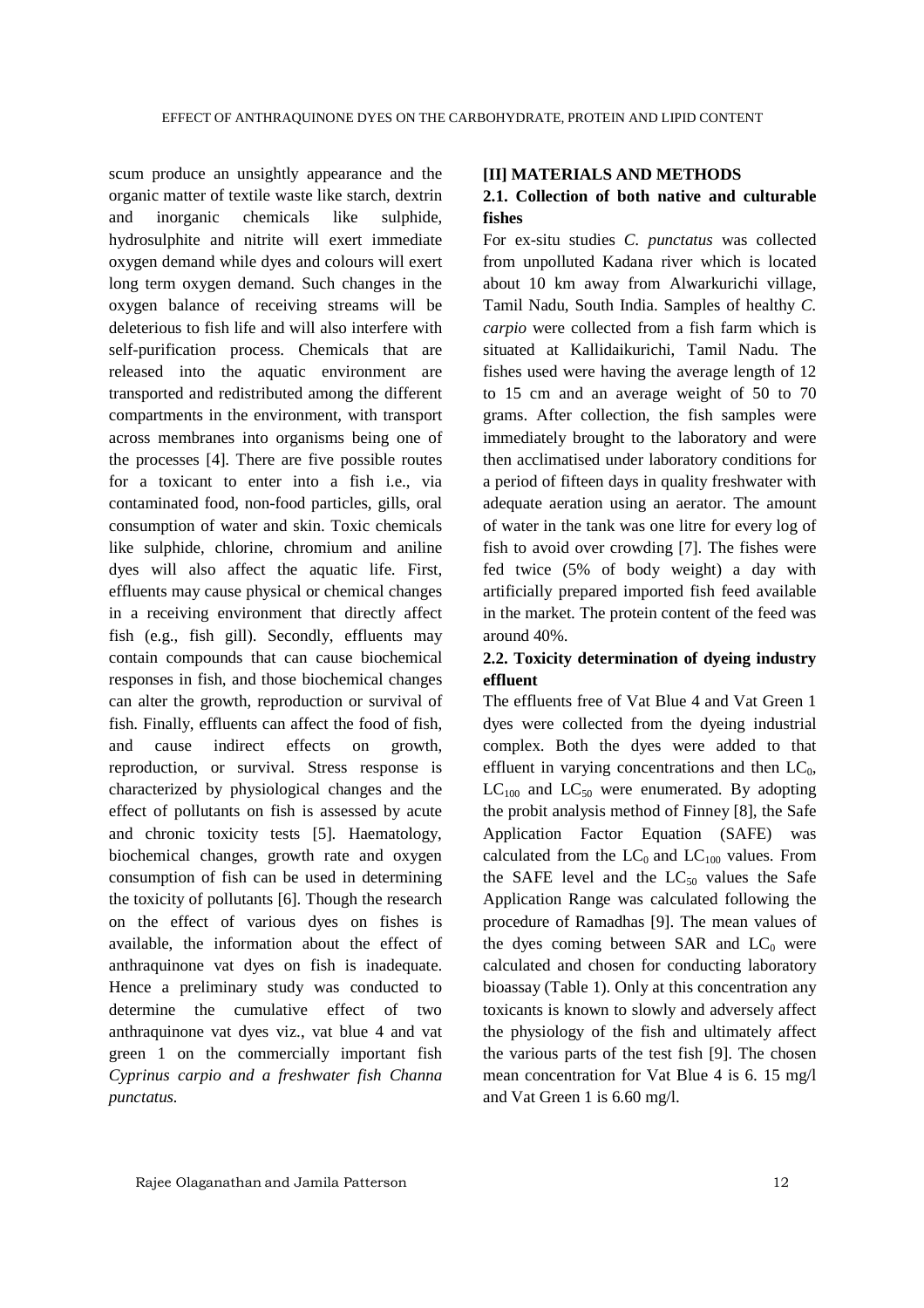scum produce an unsightly appearance and the organic matter of textile waste like starch, dextrin and inorganic chemicals like sulphide, hydrosulphite and nitrite will exert immediate oxygen demand while dyes and colours will exert long term oxygen demand. Such changes in the oxygen balance of receiving streams will be deleterious to fish life and will also interfere with self-purification process. Chemicals that are released into the aquatic environment are transported and redistributed among the different compartments in the environment, with transport across membranes into organisms being one of the processes [4]. There are five possible routes for a toxicant to enter into a fish i.e., via contaminated food, non-food particles, gills, oral consumption of water and skin. Toxic chemicals like sulphide, chlorine, chromium and aniline dyes will also affect the aquatic life. First, effluents may cause physical or chemical changes in a receiving environment that directly affect fish (e.g., fish gill). Secondly, effluents may contain compounds that can cause biochemical responses in fish, and those biochemical changes can alter the growth, reproduction or survival of fish. Finally, effluents can affect the food of fish, and cause indirect effects on growth, reproduction, or survival. Stress response is characterized by physiological changes and the effect of pollutants on fish is assessed by acute and chronic toxicity tests [5]. Haematology, biochemical changes, growth rate and oxygen consumption of fish can be used in determining the toxicity of pollutants [6]. Though the research on the effect of various dyes on fishes is available, the information about the effect of anthraquinone vat dyes on fish is inadequate. Hence a preliminary study was conducted to determine the cumulative effect of two anthraquinone vat dyes viz., vat blue 4 and vat green 1 on the commercially important fish *Cyprinus carpio and a freshwater fish Channa punctatus.*

## [II] MATERIALS AND METHODS

### 2.1. Collection of both native and culturable fishes

For ex-situ studies *C. punctatus* was collected from unpolluted Kadana river which is located about 10 km away from Alwarkurichi village, Tamil Nadu, South India. Samples of healthy *C. carpio* were collected from a fish farm which is situated at Kallidaikurichi, Tamil Nadu. The fishes used were having the average length of 12 to 15 cm and an average weight of 50 to 70 grams. After collection, the fish samples were immediately brought to the laboratory and were then acclimatised under laboratory conditions for a period of fifteen days in quality freshwater with adequate aeration using an aerator. The amount of water in the tank was one litre for every log of fish to avoid over crowding [7]. The fishes were fed twice (5% of body weight) a day with artificially prepared imported fish feed available in the market. The protein content of the feed was around 40%.

### 2.2. Toxicity determination of dyeing industry effluent

The effluents free of Vat Blue 4 and Vat Green 1 dyes were collected from the dyeing industrial complex. Both the dyes were added to that effluent in varying concentrations and then $LC_0$, $LC_{100}$ and $LC_{50}$ were enumerated. By adopting the probit analysis method of Finney [8], the Safe Application Factor Equation (SAFE) was calculated from the $LC_0$ and $LC_{100}$ values. From the SAFE level and the $LC_{50}$ values the Safe Application Range was calculated following the procedure of Ramadhas [9]. The mean values of the dyes coming between SAR and $LC_0$ were calculated and chosen for conducting laboratory bioassay (Table 1). Only at this concentration any toxicants is known to slowly and adversely affect the physiology of the fish and ultimately affect the various parts of the test fish [9]. The chosen mean concentration for Vat Blue 4 is 6. 15 mg/l and Vat Green 1 is 6.60 mg/l.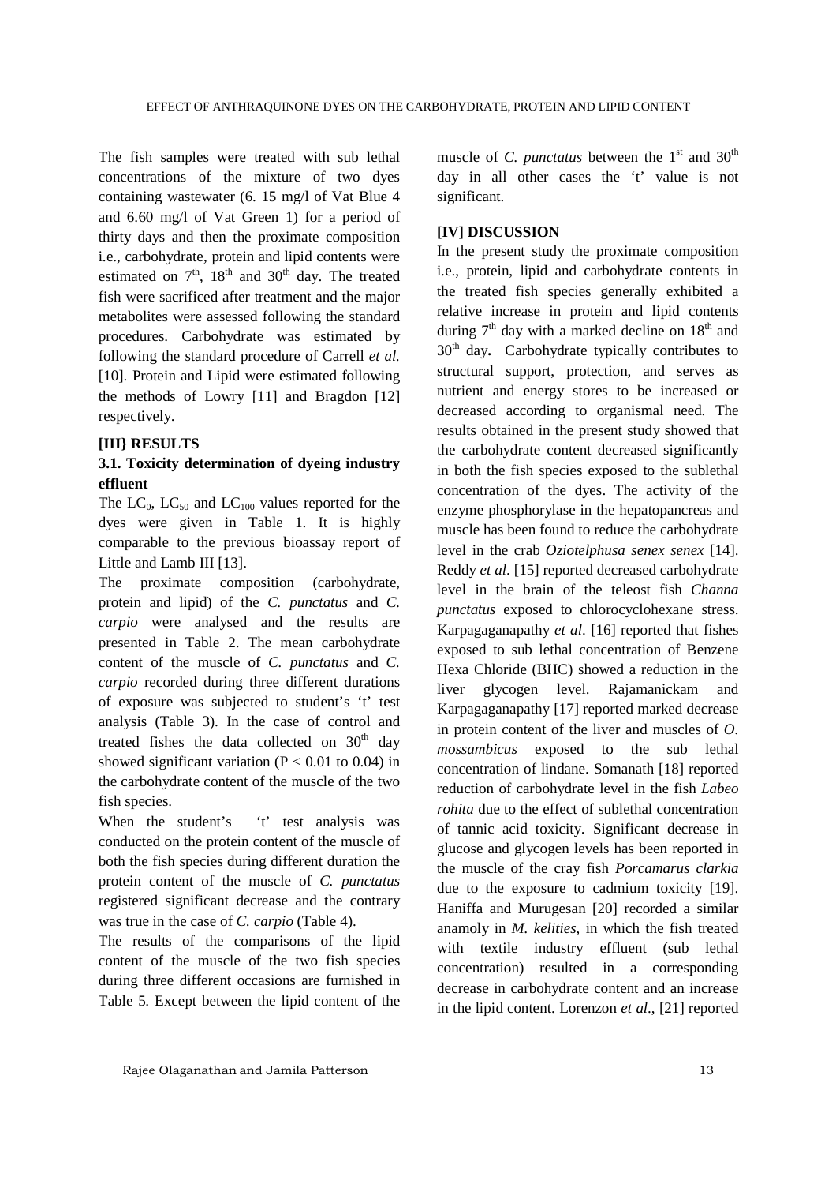The fish samples were treated with sub lethal concentrations of the mixture of two dyes containing wastewater (6. 15 mg/l of Vat Blue 4 and 6.60 mg/l of Vat Green 1) for a period of thirty days and then the proximate composition i.e., carbohydrate, protein and lipid contents were estimated on $7^{th}$, $18^{th}$ and $30^{th}$ day. The treated fish were sacrificed after treatment and the major metabolites were assessed following the standard procedures. Carbohydrate was estimated by following the standard procedure of Carrell *et al.* [10]. Protein and Lipid were estimated following the methods of Lowry [11] and Bragdon [12] respectively.

## [III} RESULTS

### 3.1. Toxicity determination of dyeing industry effluent

The $LC_0$, $LC_{50}$ and $LC_{100}$ values reported for the dyes were given in Table 1. It is highly comparable to the previous bioassay report of Little and Lamb III [13].

The proximate composition (carbohydrate, protein and lipid) of the *C. punctatus* and *C. carpio* were analysed and the results are presented in Table 2. The mean carbohydrate content of the muscle of *C. punctatus* and *C. carpio* recorded during three different durations of exposure was subjected to student's 't' test analysis (Table 3). In the case of control and treated fishes the data collected on $30^{th}$ day showed significant variation ($P < 0.01$ to 0.04) in the carbohydrate content of the muscle of the two fish species.

When the student's 't' test analysis was conducted on the protein content of the muscle of both the fish species during different duration the protein content of the muscle of *C. punctatus* registered significant decrease and the contrary was true in the case of *C. carpio* (Table 4).

The results of the comparisons of the lipid content of the muscle of the two fish species during three different occasions are furnished in Table 5. Except between the lipid content of the muscle of *C. punctatus* between the $1^{st}$ and $30^{th}$ day in all other cases the 't' value is not significant.

## [IV] DISCUSSION

In the present study the proximate composition i.e., protein, lipid and carbohydrate contents in the treated fish species generally exhibited a relative increase in protein and lipid contents during $7^{th}$ day with a marked decline on $18^{th}$ and $30^{th}$ day**.** Carbohydrate typically contributes to structural support, protection, and serves as nutrient and energy stores to be increased or decreased according to organismal need. The results obtained in the present study showed that the carbohydrate content decreased significantly in both the fish species exposed to the sublethal concentration of the dyes. The activity of the enzyme phosphorylase in the hepatopancreas and muscle has been found to reduce the carbohydrate level in the crab *Oziotelphusa senex senex* [14]. Reddy *et al*. [15] reported decreased carbohydrate level in the brain of the teleost fish *Channa punctatus* exposed to chlorocyclohexane stress. Karpagaganapathy *et al*. [16] reported that fishes exposed to sub lethal concentration of Benzene Hexa Chloride (BHC) showed a reduction in the liver glycogen level. Rajamanickam and Karpagaganapathy [17] reported marked decrease in protein content of the liver and muscles of *O. mossambicus* exposed to the sub lethal concentration of lindane. Somanath [18] reported reduction of carbohydrate level in the fish *Labeo rohita* due to the effect of sublethal concentration of tannic acid toxicity. Significant decrease in glucose and glycogen levels has been reported in the muscle of the cray fish *Porcamarus clarkia* due to the exposure to cadmium toxicity [19]. Haniffa and Murugesan [20] recorded a similar anamoly in *M. kelities*, in which the fish treated with textile industry effluent (sub lethal concentration) resulted in a corresponding decrease in carbohydrate content and an increase in the lipid content. Lorenzon *et al*., [21] reported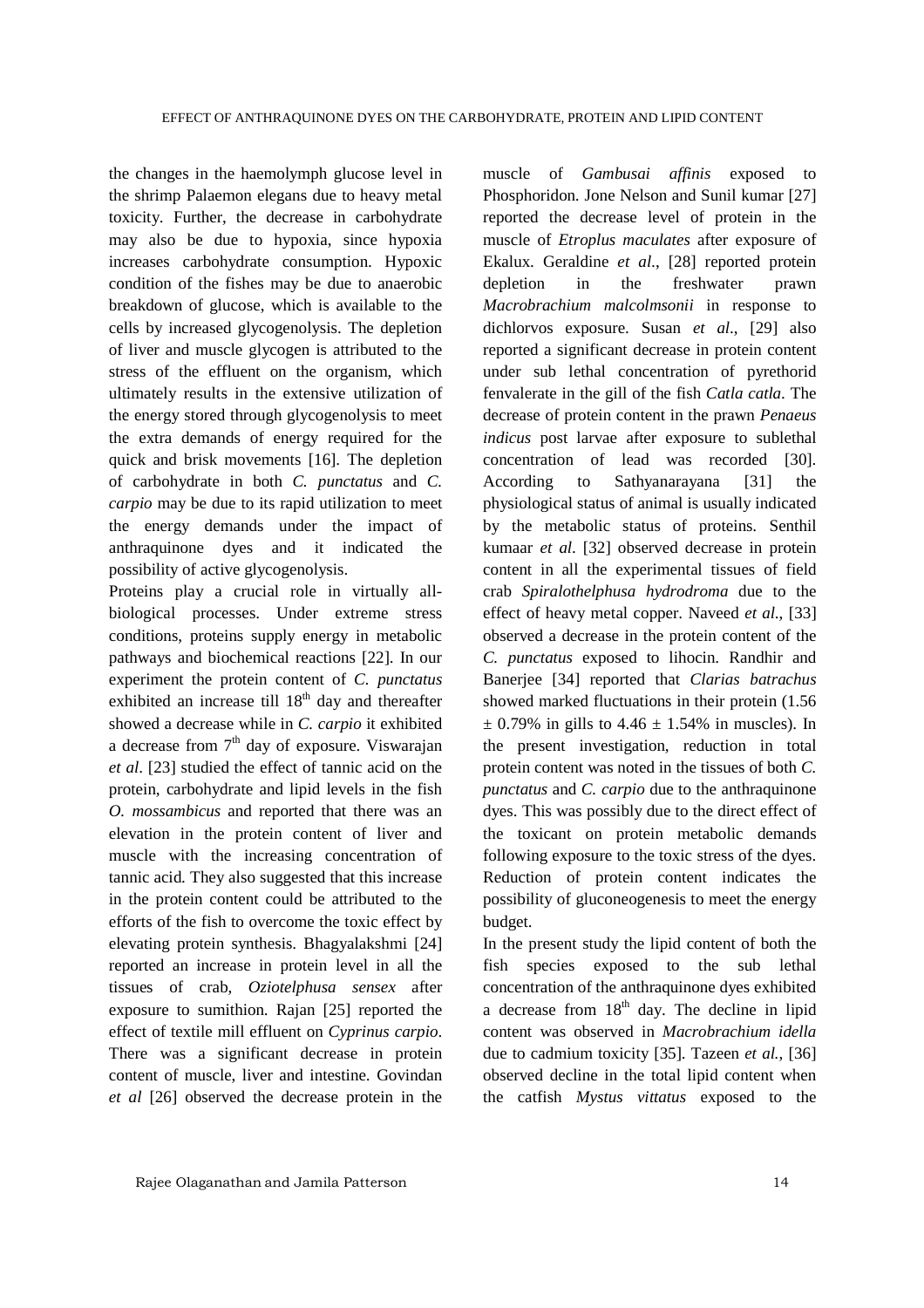the changes in the haemolymph glucose level in the shrimp Palaemon elegans due to heavy metal toxicity. Further, the decrease in carbohydrate may also be due to hypoxia, since hypoxia increases carbohydrate consumption. Hypoxic condition of the fishes may be due to anaerobic breakdown of glucose, which is available to the cells by increased glycogenolysis. The depletion of liver and muscle glycogen is attributed to the stress of the effluent on the organism, which ultimately results in the extensive utilization of the energy stored through glycogenolysis to meet the extra demands of energy required for the quick and brisk movements [16]. The depletion of carbohydrate in both *C. punctatus* and *C. carpio* may be due to its rapid utilization to meet the energy demands under the impact of anthraquinone dyes and it indicated the possibility of active glycogenolysis.

Proteins play a crucial role in virtually all-biological processes. Under extreme stress conditions, proteins supply energy in metabolic pathways and biochemical reactions [22]. In our experiment the protein content of *C. punctatus* exhibited an increase till 18th day and thereafter showed a decrease while in *C. carpio* it exhibited a decrease from 7th day of exposure. Viswarajan *et al*. [23] studied the effect of tannic acid on the protein, carbohydrate and lipid levels in the fish *O. mossambicus* and reported that there was an elevation in the protein content of liver and muscle with the increasing concentration of tannic acid. They also suggested that this increase in the protein content could be attributed to the efforts of the fish to overcome the toxic effect by elevating protein synthesis. Bhagyalakshmi [24] reported an increase in protein level in all the tissues of crab, *Oziotelphusa sensex* after exposure to sumithion. Rajan [25] reported the effect of textile mill effluent on *Cyprinus carpio*. There was a significant decrease in protein content of muscle, liver and intestine. Govindan *et al* [26] observed the decrease protein in the muscle of *Gambusai affinis* exposed to Phosphoridon. Jone Nelson and Sunil kumar [27] reported the decrease level of protein in the muscle of *Etroplus maculates* after exposure of Ekalux. Geraldine *et al*., [28] reported protein depletion in the freshwater prawn *Macrobrachium malcolmsonii* in response to dichlorvos exposure. Susan *et al*., [29] also reported a significant decrease in protein content under sub lethal concentration of pyrethorid fenvalerate in the gill of the fish *Catla catla*. The decrease of protein content in the prawn *Penaeus indicus* post larvae after exposure to sublethal concentration of lead was recorded [30]. According to Sathyanarayana [31] the physiological status of animal is usually indicated by the metabolic status of proteins. Senthil kumaar *et al*. [32] observed decrease in protein content in all the experimental tissues of field crab *Spiralothelphusa hydrodroma* due to the effect of heavy metal copper. Naveed *et al*., [33] observed a decrease in the protein content of the *C. punctatus* exposed to lihocin. Randhir and Banerjee [34] reported that *Clarias batrachus* showed marked fluctuations in their protein (1.56 ± 0.79% in gills to 4.46 ± 1.54% in muscles). In the present investigation, reduction in total protein content was noted in the tissues of both *C. punctatus* and *C. carpio* due to the anthraquinone dyes. This was possibly due to the direct effect of the toxicant on protein metabolic demands following exposure to the toxic stress of the dyes. Reduction of protein content indicates the possibility of gluconeogenesis to meet the energy budget.

In the present study the lipid content of both the fish species exposed to the sub lethal concentration of the anthraquinone dyes exhibited a decrease from 18th day. The decline in lipid content was observed in *Macrobrachium idella* due to cadmium toxicity [35]. Tazeen *et al.*, [36] observed decline in the total lipid content when the catfish *Mystus vittatus* exposed to the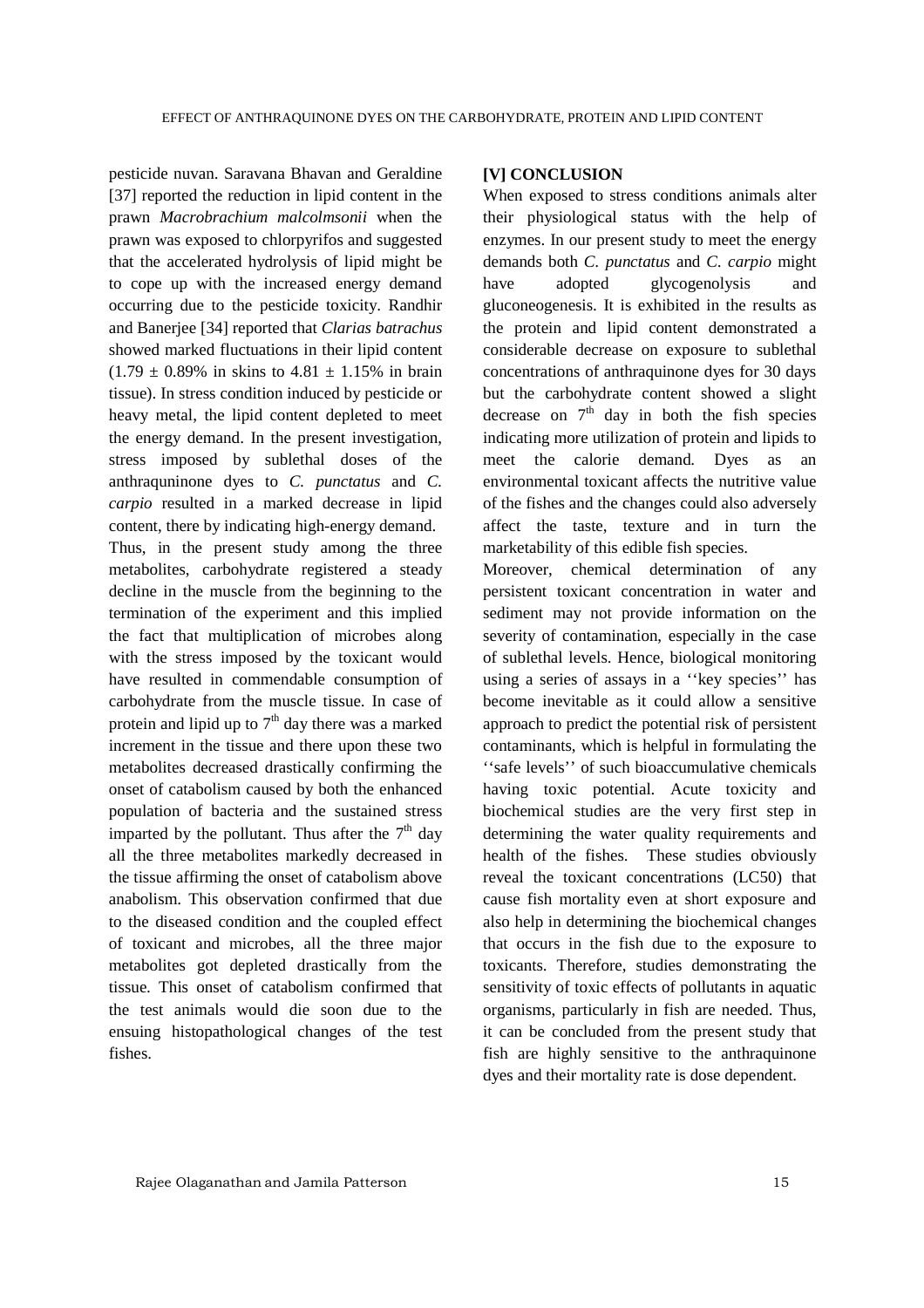pesticide nuvan. Saravana Bhavan and Geraldine [37] reported the reduction in lipid content in the prawn *Macrobrachium malcolmsonii* when the prawn was exposed to chlorpyrifos and suggested that the accelerated hydrolysis of lipid might be to cope up with the increased energy demand occurring due to the pesticide toxicity. Randhir and Banerjee [34] reported that *Clarias batrachus* showed marked fluctuations in their lipid content ($1.79 \pm 0.89\%$ in skins to $4.81 \pm 1.15\%$ in brain tissue). In stress condition induced by pesticide or heavy metal, the lipid content depleted to meet the energy demand. In the present investigation, stress imposed by sublethal doses of the anthraquninone dyes to *C. punctatus* and *C. carpio* resulted in a marked decrease in lipid content, there by indicating high-energy demand.

Thus, in the present study among the three metabolites, carbohydrate registered a steady decline in the muscle from the beginning to the termination of the experiment and this implied the fact that multiplication of microbes along with the stress imposed by the toxicant would have resulted in commendable consumption of carbohydrate from the muscle tissue. In case of protein and lipid up to 7$^{th}$ day there was a marked increment in the tissue and there upon these two metabolites decreased drastically confirming the onset of catabolism caused by both the enhanced population of bacteria and the sustained stress imparted by the pollutant. Thus after the 7$^{th}$ day all the three metabolites markedly decreased in the tissue affirming the onset of catabolism above anabolism. This observation confirmed that due to the diseased condition and the coupled effect of toxicant and microbes, all the three major metabolites got depleted drastically from the tissue. This onset of catabolism confirmed that the test animals would die soon due to the ensuing histopathological changes of the test fishes.

## [V] CONCLUSION

When exposed to stress conditions animals alter their physiological status with the help of enzymes. In our present study to meet the energy demands both *C. punctatus* and *C. carpio* might have adopted glycogenolysis and gluconeogenesis. It is exhibited in the results as the protein and lipid content demonstrated a considerable decrease on exposure to sublethal concentrations of anthraquinone dyes for 30 days but the carbohydrate content showed a slight decrease on 7$^{th}$ day in both the fish species indicating more utilization of protein and lipids to meet the calorie demand. Dyes as an environmental toxicant affects the nutritive value of the fishes and the changes could also adversely affect the taste, texture and in turn the marketability of this edible fish species.

Moreover, chemical determination of any persistent toxicant concentration in water and sediment may not provide information on the severity of contamination, especially in the case of sublethal levels. Hence, biological monitoring using a series of assays in a ''key species'' has become inevitable as it could allow a sensitive approach to predict the potential risk of persistent contaminants, which is helpful in formulating the ''safe levels'' of such bioaccumulative chemicals having toxic potential. Acute toxicity and biochemical studies are the very first step in determining the water quality requirements and health of the fishes. These studies obviously reveal the toxicant concentrations (LC50) that cause fish mortality even at short exposure and also help in determining the biochemical changes that occurs in the fish due to the exposure to toxicants. Therefore, studies demonstrating the sensitivity of toxic effects of pollutants in aquatic organisms, particularly in fish are needed. Thus, it can be concluded from the present study that fish are highly sensitive to the anthraquinone dyes and their mortality rate is dose dependent.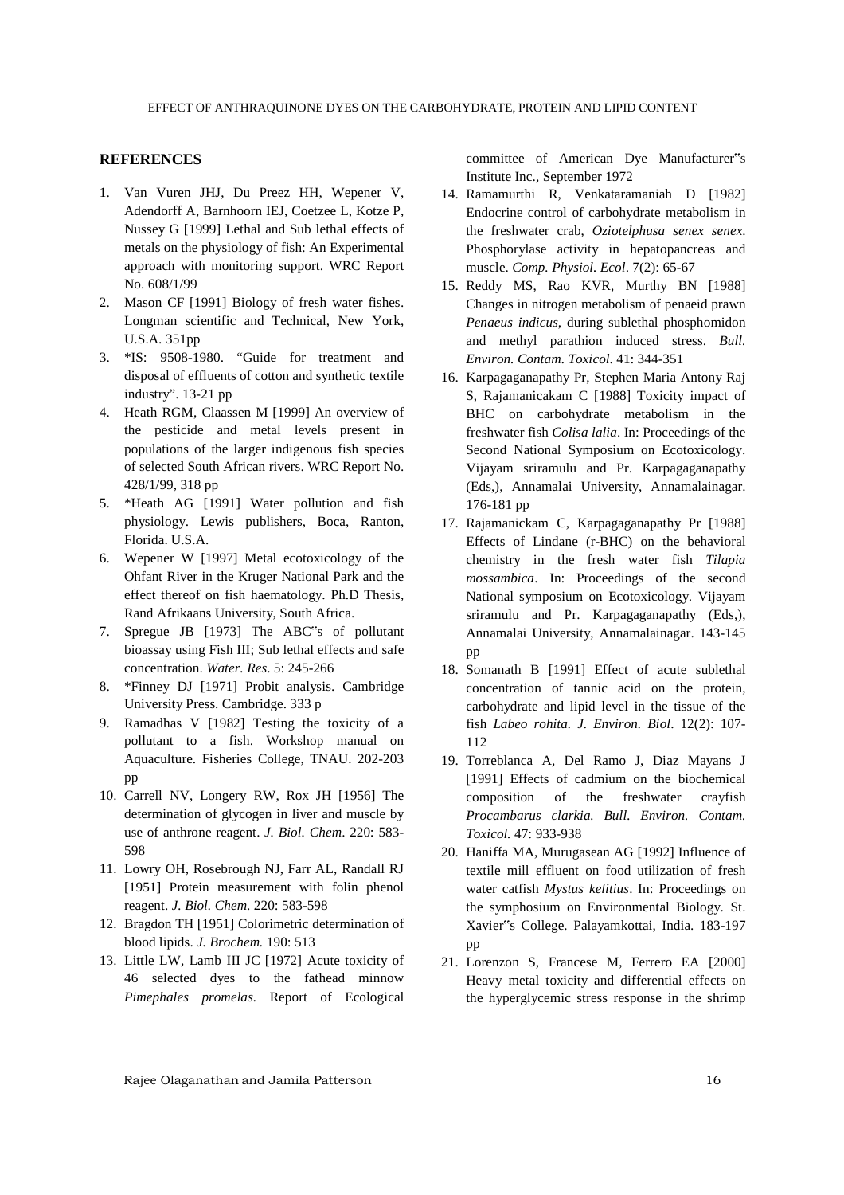## REFERENCES

1. Van Vuren JHJ, Du Preez HH, Wepener V, Adendorff A, Barnhoorn IEJ, Coetzee L, Kotze P, Nussey G [1999] Lethal and Sub lethal effects of metals on the physiology of fish: An Experimental approach with monitoring support. WRC Report No. 608/1/99
2. Mason CF [1991] Biology of fresh water fishes. Longman scientific and Technical, New York, U.S.A. 351pp
3. *IS: 9508-1980. "Guide for treatment and disposal of effluents of cotton and synthetic textile industry". 13-21 pp
4. Heath RGM, Claassen M [1999] An overview of the pesticide and metal levels present in populations of the larger indigenous fish species of selected South African rivers. WRC Report No. 428/1/99, 318 pp
5. *Heath AG [1991] Water pollution and fish physiology. Lewis publishers, Boca, Ranton, Florida. U.S.A.
6. Wepener W [1997] Metal ecotoxicology of the Ohfant River in the Kruger National Park and the effect thereof on fish haematology. Ph.D Thesis, Rand Afrikaans University, South Africa.
7. Spregue JB [1973] The ABC‟s of pollutant bioassay using Fish III; Sub lethal effects and safe concentration. *Water. Res*. 5: 245-266
8. *Finney DJ [1971] Probit analysis. Cambridge University Press. Cambridge. 333 p
9. Ramadhas V [1982] Testing the toxicity of a pollutant to a fish. Workshop manual on Aquaculture. Fisheries College, TNAU. 202-203 pp
10. Carrell NV, Longery RW, Rox JH [1956] The determination of glycogen in liver and muscle by use of anthrone reagent. *J. Biol. Chem*. 220: 583-598
11. Lowry OH, Rosebrough NJ, Farr AL, Randall RJ [1951] Protein measurement with folin phenol reagent. *J. Biol. Chem*. 220: 583-598
12. Bragdon TH [1951] Colorimetric determination of blood lipids. *J. Brochem.* 190: 513
13. Little LW, Lamb III JC [1972] Acute toxicity of 46 selected dyes to the fathead minnow *Pimephales promelas.* Report of Ecological committee of American Dye Manufacturer‟s Institute Inc., September 1972
14. Ramamurthi R, Venkataramaniah D [1982] Endocrine control of carbohydrate metabolism in the freshwater crab, *Oziotelphusa senex senex*. Phosphorylase activity in hepatopancreas and muscle. *Comp. Physiol. Ecol*. 7(2): 65-67
15. Reddy MS, Rao KVR, Murthy BN [1988] Changes in nitrogen metabolism of penaeid prawn *Penaeus indicus*, during sublethal phosphomidon and methyl parathion induced stress. *Bull. Environ. Contam. Toxicol*. 41: 344-351
16. Karpagaganapathy Pr, Stephen Maria Antony Raj S, Rajamanicakam C [1988] Toxicity impact of BHC on carbohydrate metabolism in the freshwater fish *Colisa lalia*. In: Proceedings of the Second National Symposium on Ecotoxicology. Vijayam sriramulu and Pr. Karpagaganapathy (Eds,), Annamalai University, Annamalainagar. 176-181 pp
17. Rajamanickam C, Karpagaganapathy Pr [1988] Effects of Lindane (r-BHC) on the behavioral chemistry in the fresh water fish *Tilapia mossambica*. In: Proceedings of the second National symposium on Ecotoxicology. Vijayam sriramulu and Pr. Karpagaganapathy (Eds,), Annamalai University, Annamalainagar. 143-145 pp
18. Somanath B [1991] Effect of acute sublethal concentration of tannic acid on the protein, carbohydrate and lipid level in the tissue of the fish *Labeo rohita*. *J. Environ. Biol*. 12(2): 107-112
19. Torreblanca A, Del Ramo J, Diaz Mayans J [1991] Effects of cadmium on the biochemical composition of the freshwater crayfish *Procambarus clarkia. Bull. Environ. Contam. Toxicol.* 47: 933-938
20. Haniffa MA, Murugasean AG [1992] Influence of textile mill effluent on food utilization of fresh water catfish *Mystus kelitius*. In: Proceedings on the symphosium on Environmental Biology. St. Xavier‟s College. Palayamkottai, India. 183-197 pp
21. Lorenzon S, Francese M, Ferrero EA [2000] Heavy metal toxicity and differential effects on the hyperglycemic stress response in the shrimp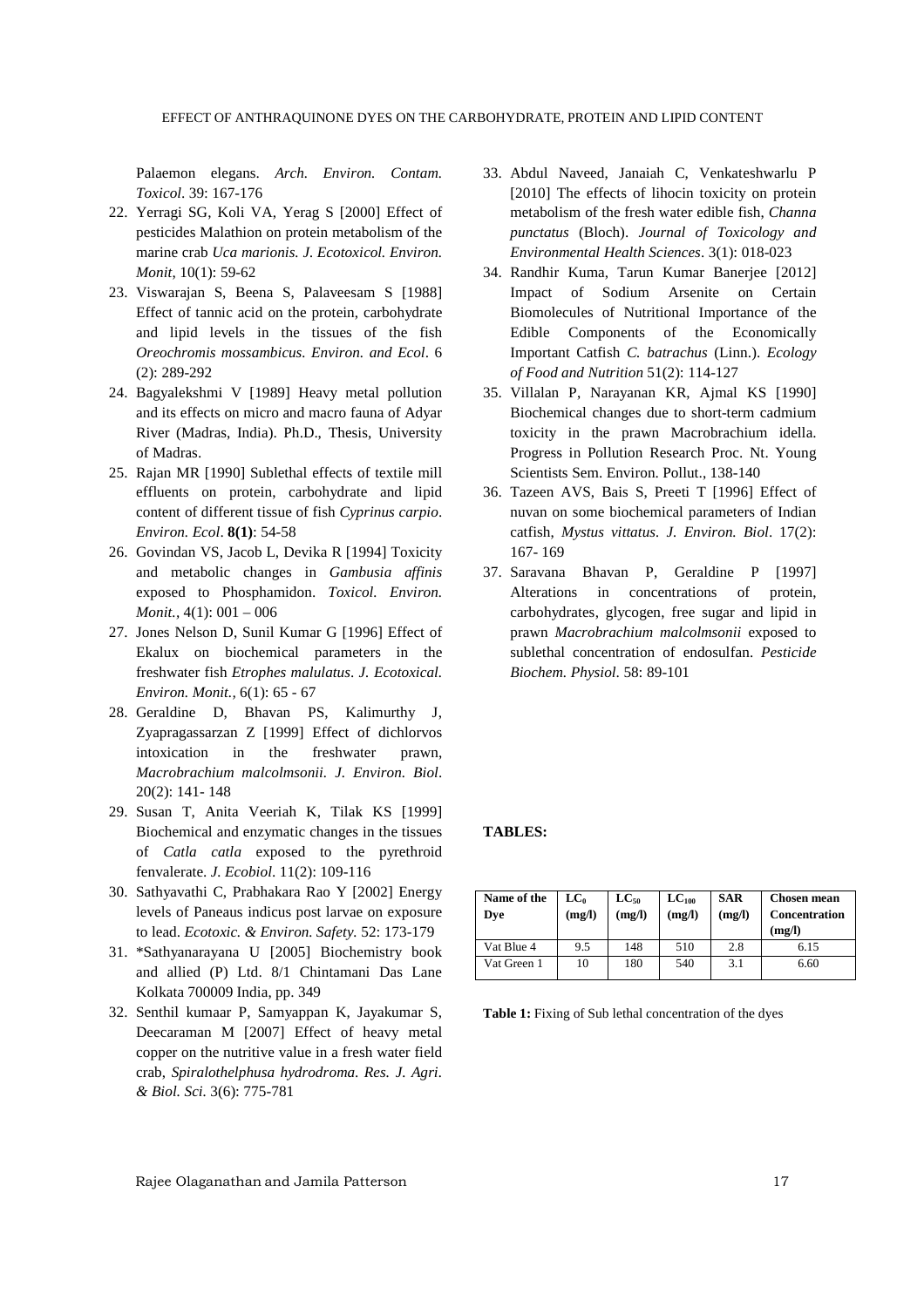Palaemon elegans. *Arch. Environ. Contam. Toxicol*. 39: 167-176

22. Yerragi SG, Koli VA, Yerag S [2000] Effect of pesticides Malathion on protein metabolism of the marine crab *Uca marionis. J. Ecotoxicol. Environ. Monit,* 10(1): 59-62
23. Viswarajan S, Beena S, Palaveesam S [1988] Effect of tannic acid on the protein, carbohydrate and lipid levels in the tissues of the fish *Oreochromis mossambicus. Environ. and Ecol*. 6 (2): 289-292
24. Bagyalekshmi V [1989] Heavy metal pollution and its effects on micro and macro fauna of Adyar River (Madras, India). Ph.D., Thesis, University of Madras.
25. Rajan MR [1990] Sublethal effects of textile mill effluents on protein, carbohydrate and lipid content of different tissue of fish *Cyprinus carpio*. *Environ. Ecol*. **8(1)**: 54-58
26. Govindan VS, Jacob L, Devika R [1994] Toxicity and metabolic changes in *Gambusia affinis* exposed to Phosphamidon. *Toxicol. Environ. Monit.,* 4(1): 001 – 006
27. Jones Nelson D, Sunil Kumar G [1996] Effect of Ekalux on biochemical parameters in the freshwater fish *Etrophes malulatus*. *J. Ecotoxical. Environ. Monit.,* 6(1): 65 - 67
28. Geraldine D, Bhavan PS, Kalimurthy J, Zyapragassarzan Z [1999] Effect of dichlorvos intoxication in the freshwater prawn, *Macrobrachium malcolmsonii*. *J. Environ. Biol*. 20(2): 141- 148
29. Susan T, Anita Veeriah K, Tilak KS [1999] Biochemical and enzymatic changes in the tissues of *Catla catla* exposed to the pyrethroid fenvalerate. *J. Ecobiol*. 11(2): 109-116
30. Sathyavathi C, Prabhakara Rao Y [2002] Energy levels of Paneaus indicus post larvae on exposure to lead. *Ecotoxic. & Environ. Safety.* 52: 173-179
31. *Sathyanarayana U [2005] Biochemistry book and allied (P) Ltd. 8/1 Chintamani Das Lane Kolkata 700009 India, pp. 349
32. Senthil kumaar P, Samyappan K, Jayakumar S, Deecaraman M [2007] Effect of heavy metal copper on the nutritive value in a fresh water field crab, *Spiralothelphusa hydrodroma. Res. J. Agri. & Biol. Sci.* 3(6): 775-781
33. Abdul Naveed, Janaiah C, Venkateshwarlu P [2010] The effects of lihocin toxicity on protein metabolism of the fresh water edible fish, *Channa punctatus* (Bloch). *Journal of Toxicology and Environmental Health Sciences*. 3(1): 018-023
34. Randhir Kuma, Tarun Kumar Banerjee [2012] Impact of Sodium Arsenite on Certain Biomolecules of Nutritional Importance of the Edible Components of the Economically Important Catfish *C. batrachus* (Linn.). *Ecology of Food and Nutrition* 51(2): 114-127
35. Villalan P, Narayanan KR, Ajmal KS [1990] Biochemical changes due to short-term cadmium toxicity in the prawn Macrobrachium idella. Progress in Pollution Research Proc. Nt. Young Scientists Sem. Environ. Pollut., 138-140
36. Tazeen AVS, Bais S, Preeti T [1996] Effect of nuvan on some biochemical parameters of Indian catfish, *Mystus vittatus*. *J. Environ. Biol*. 17(2): 167- 169
37. Saravana Bhavan P, Geraldine P [1997] Alterations in concentrations of protein, carbohydrates, glycogen, free sugar and lipid in prawn *Macrobrachium malcolmsonii* exposed to sublethal concentration of endosulfan. *Pesticide Biochem. Physiol*. 58: 89-101

**TABLES:**

| Name of the Dye | $LC_0$ (mg/l) | $LC_{50}$ (mg/l) | $LC_{100}$ (mg/l) | SAR (mg/l) | Chosen mean Concentration (mg/l) |
|---|---|---|---|---|---|
| Vat Blue 4 | 9.5 | 148 | 510 | 2.8 | 6.15 |
| Vat Green 1 | 10 | 180 | 540 | 3.1 | 6.60 |

**Table 1:** Fixing of Sub lethal concentration of the dyes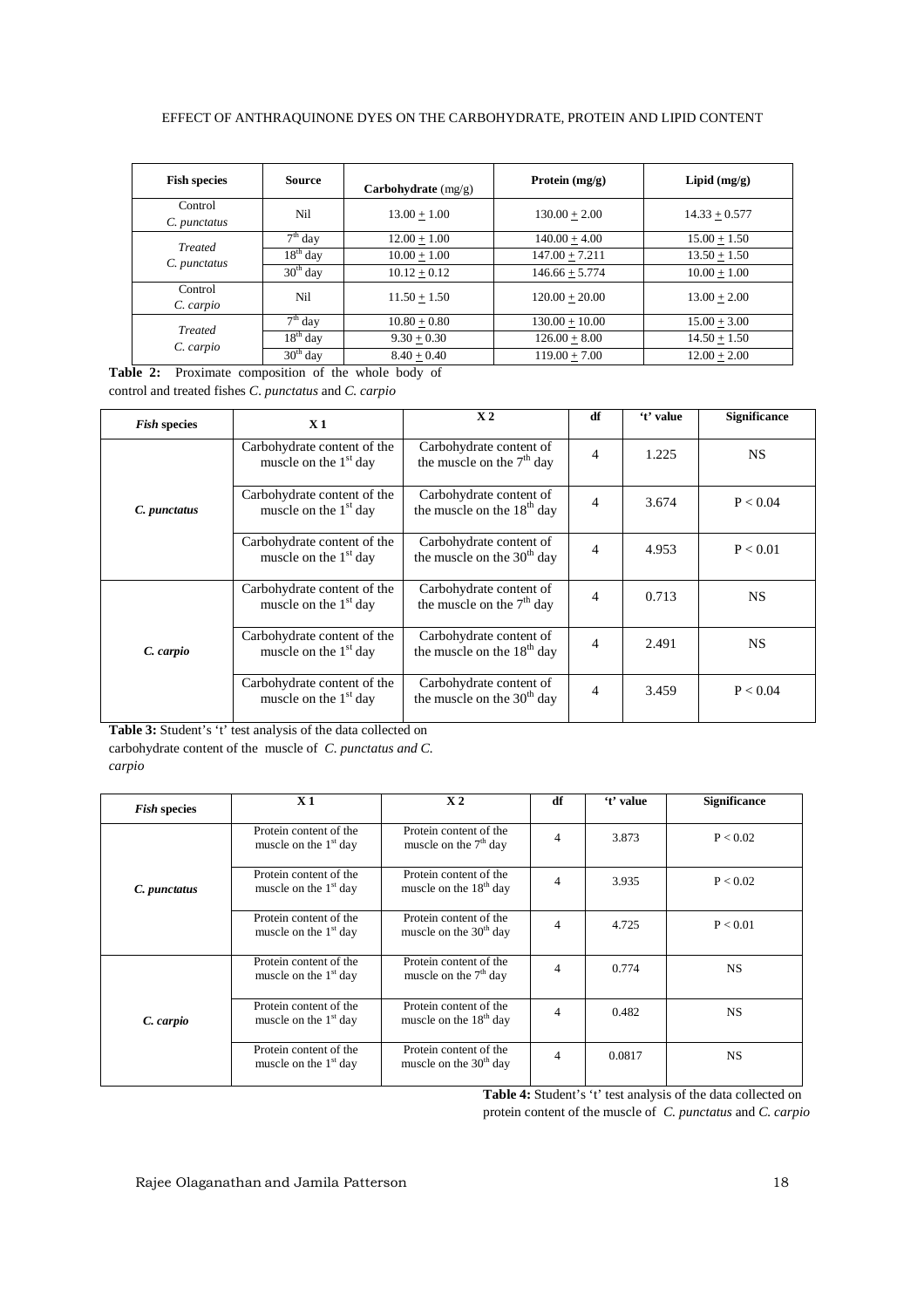| Fish species | Source | Carbohydrate (mg/g) | Protein (mg/g) | Lipid (mg/g) |
|---|---|---|---|---|
| Control *C. punctatus* | Nil | 13.00 ± 1.00 | 130.00 ± 2.00 | 14.33 ± 0.577 |
| *Treated C. punctatus* | 7th day | 12.00 ± 1.00 | 140.00 ± 4.00 | 15.00 ± 1.50 |
| | 18th day | 10.00 ± 1.00 | 147.00 ± 7.211 | 13.50 ± 1.50 |
| | 30th day | 10.12 ± 0.12 | 146.66 ± 5.774 | 10.00 ± 1.00 |
| Control *C. carpio* | Nil | 11.50 ± 1.50 | 120.00 ± 20.00 | 13.00 ± 2.00 |
| *Treated C. carpio* | 7th day | 10.80 ± 0.80 | 130.00 ± 10.00 | 15.00 ± 3.00 |
| | 18th day | 9.30 ± 0.30 | 126.00 ± 8.00 | 14.50 ± 1.50 |
| | 30th day | 8.40 ± 0.40 | 119.00 ± 7.00 | 12.00 ± 2.00 |

**Table 2:** Proximate composition of the whole body of control and treated fishes *C. punctatus* and *C. carpio*

| *Fish* species | X 1 | X 2 | df | 't' value | Significance |
|---|---|---|---|---|---|
| *C. punctatus* | Carbohydrate content of the muscle on the 1st day | Carbohydrate content of the muscle on the 7th day | 4 | 1.225 | NS |
| | Carbohydrate content of the muscle on the 1st day | Carbohydrate content of the muscle on the 18th day | 4 | 3.674 | P < 0.04 |
| | Carbohydrate content of the muscle on the 1st day | Carbohydrate content of the muscle on the 30th day | 4 | 4.953 | P < 0.01 |
| *C. carpio* | Carbohydrate content of the muscle on the 1st day | Carbohydrate content of the muscle on the 7th day | 4 | 0.713 | NS |
| | Carbohydrate content of the muscle on the 1st day | Carbohydrate content of the muscle on the 18th day | 4 | 2.491 | NS |
| | Carbohydrate content of the muscle on the 1st day | Carbohydrate content of the muscle on the 30th day | 4 | 3.459 | P < 0.04 |

**Table 3:** Student's 't' test analysis of the data collected on carbohydrate content of the muscle of *C. punctatus and C. carpio*

| *Fish* species | X 1 | X 2 | df | 't' value | Significance |
|---|---|---|---|---|---|
| *C. punctatus* | Protein content of the muscle on the 1st day | Protein content of the muscle on the 7th day | 4 | 3.873 | P < 0.02 |
| | Protein content of the muscle on the 1st day | Protein content of the muscle on the 18th day | 4 | 3.935 | P < 0.02 |
| | Protein content of the muscle on the 1st day | Protein content of the muscle on the 30th day | 4 | 4.725 | P < 0.01 |
| *C. carpio* | Protein content of the muscle on the 1st day | Protein content of the muscle on the 7th day | 4 | 0.774 | NS |
| | Protein content of the muscle on the 1st day | Protein content of the muscle on the 18th day | 4 | 0.482 | NS |
| | Protein content of the muscle on the 1st day | Protein content of the muscle on the 30th day | 4 | 0.0817 | NS |

**Table 4:** Student's 't' test analysis of the data collected on protein content of the muscle of *C. punctatus* and *C. carpio*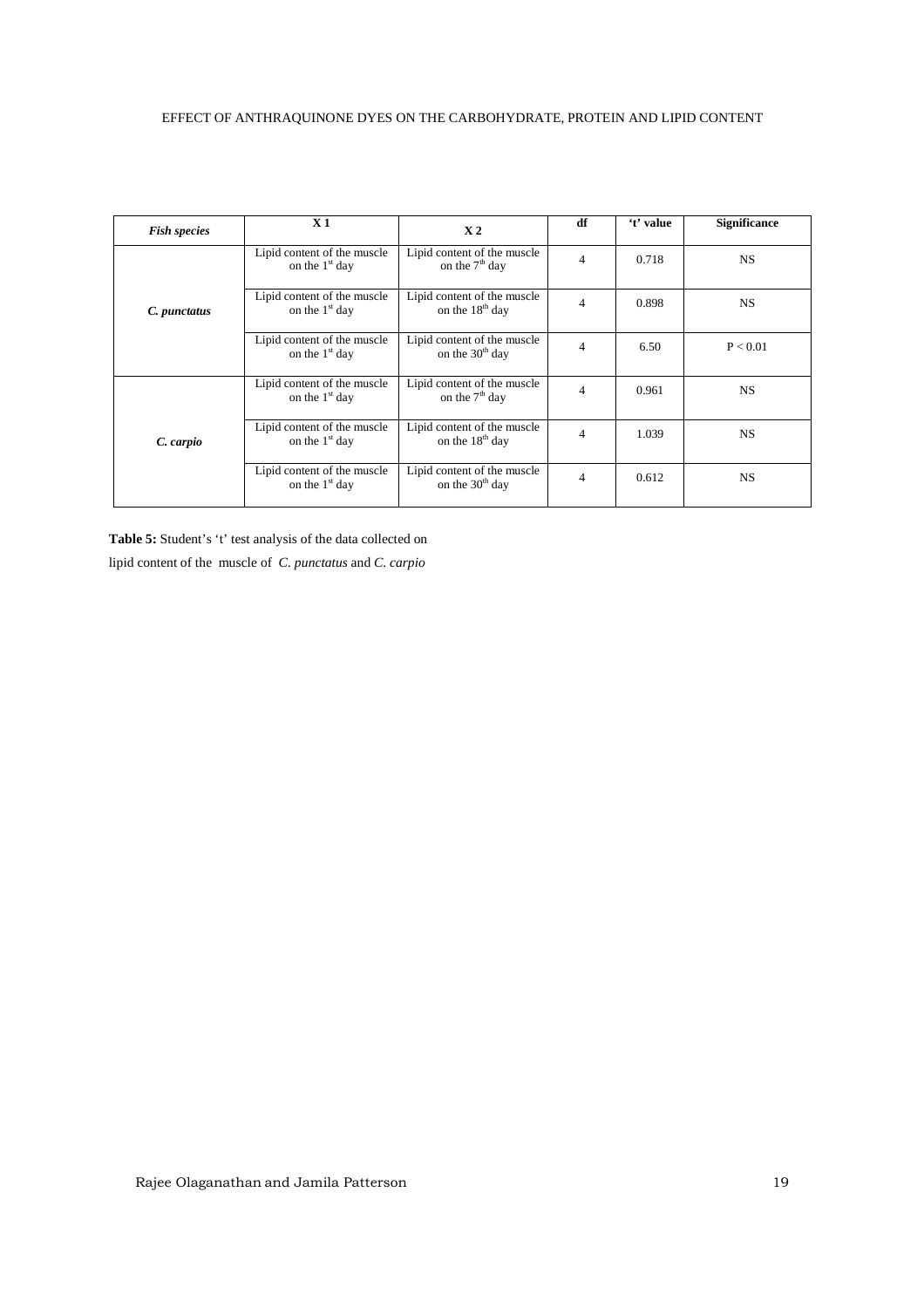| *Fish species* | X 1 | X 2 | df | 't' value | Significance |
|---|---|---|---|---|---|
| *C. punctatus* | Lipid content of the muscle on the 1st day | Lipid content of the muscle on the 7th day | 4 | 0.718 | NS |
| | Lipid content of the muscle on the 1st day | Lipid content of the muscle on the 18th day | 4 | 0.898 | NS |
| | Lipid content of the muscle on the 1st day | Lipid content of the muscle on the 30th day | 4 | 6.50 | $P < 0.01$ |
| *C. carpio* | Lipid content of the muscle on the 1st day | Lipid content of the muscle on the 7th day | 4 | 0.961 | NS |
| | Lipid content of the muscle on the 1st day | Lipid content of the muscle on the 18th day | 4 | 1.039 | NS |
| | Lipid content of the muscle on the 1st day | Lipid content of the muscle on the 30th day | 4 | 0.612 | NS |

**Table 5:** Student's 't' test analysis of the data collected on lipid content of the muscle of *C. punctatus* and *C. carpio*